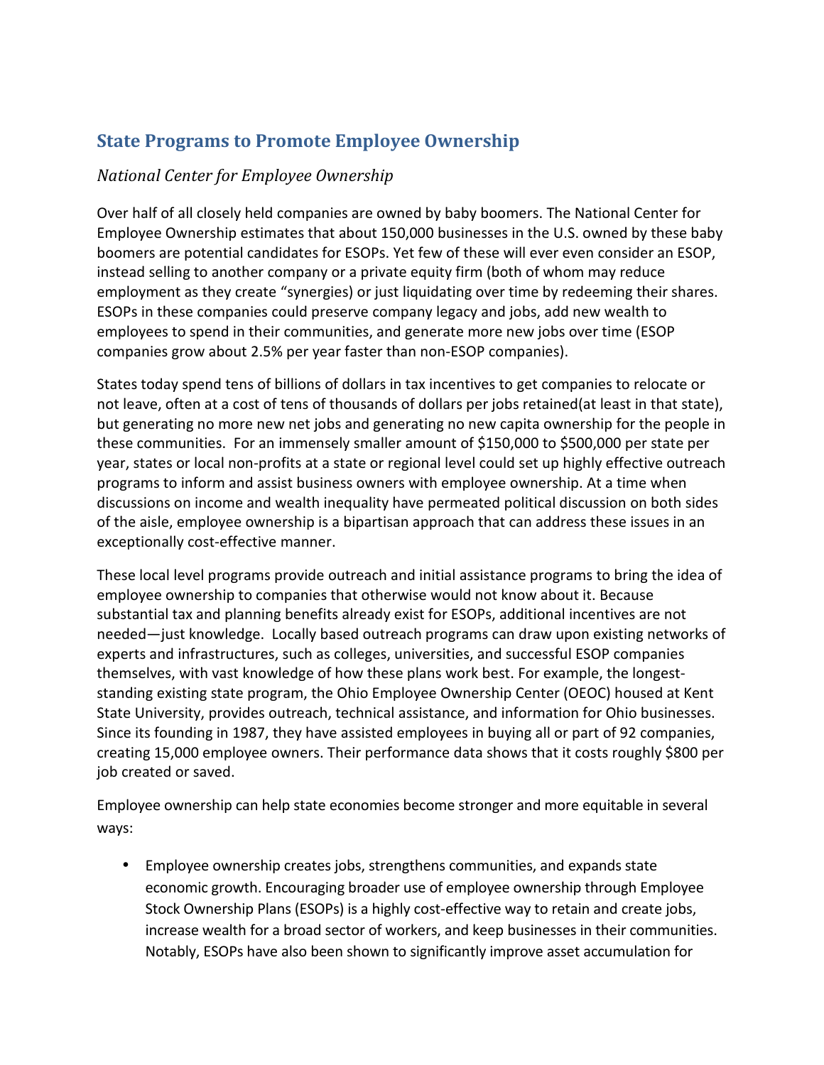# State Programs to Promote Employee Ownership

*National Center for Employee Ownership*

Over half of all closely held companies are owned by baby boomers. The National Center for Employee Ownership estimates that about 150,000 businesses in the U.S. owned by these baby boomers are potential candidates for ESOPs. Yet few of these will ever even consider an ESOP, instead selling to another company or a private equity firm (both of whom may reduce employment as they create "synergies) or just liquidating over time by redeeming their shares. ESOPs in these companies could preserve company legacy and jobs, add new wealth to employees to spend in their communities, and generate more new jobs over time (ESOP companies grow about 2.5% per year faster than non-ESOP companies).

States today spend tens of billions of dollars in tax incentives to get companies to relocate or not leave, often at a cost of tens of thousands of dollars per jobs retained(at least in that state), but generating no more new net jobs and generating no new capita ownership for the people in these communities. For an immensely smaller amount of $150,000 to $500,000 per state per year, states or local non-profits at a state or regional level could set up highly effective outreach programs to inform and assist business owners with employee ownership. At a time when discussions on income and wealth inequality have permeated political discussion on both sides of the aisle, employee ownership is a bipartisan approach that can address these issues in an exceptionally cost-effective manner.

These local level programs provide outreach and initial assistance programs to bring the idea of employee ownership to companies that otherwise would not know about it. Because substantial tax and planning benefits already exist for ESOPs, additional incentives are not needed—just knowledge. Locally based outreach programs can draw upon existing networks of experts and infrastructures, such as colleges, universities, and successful ESOP companies themselves, with vast knowledge of how these plans work best. For example, the longest-standing existing state program, the Ohio Employee Ownership Center (OEOC) housed at Kent State University, provides outreach, technical assistance, and information for Ohio businesses. Since its founding in 1987, they have assisted employees in buying all or part of 92 companies, creating 15,000 employee owners. Their performance data shows that it costs roughly $800 per job created or saved.

Employee ownership can help state economies become stronger and more equitable in several ways:

- Employee ownership creates jobs, strengthens communities, and expands state economic growth. Encouraging broader use of employee ownership through Employee Stock Ownership Plans (ESOPs) is a highly cost-effective way to retain and create jobs, increase wealth for a broad sector of workers, and keep businesses in their communities. Notably, ESOPs have also been shown to significantly improve asset accumulation for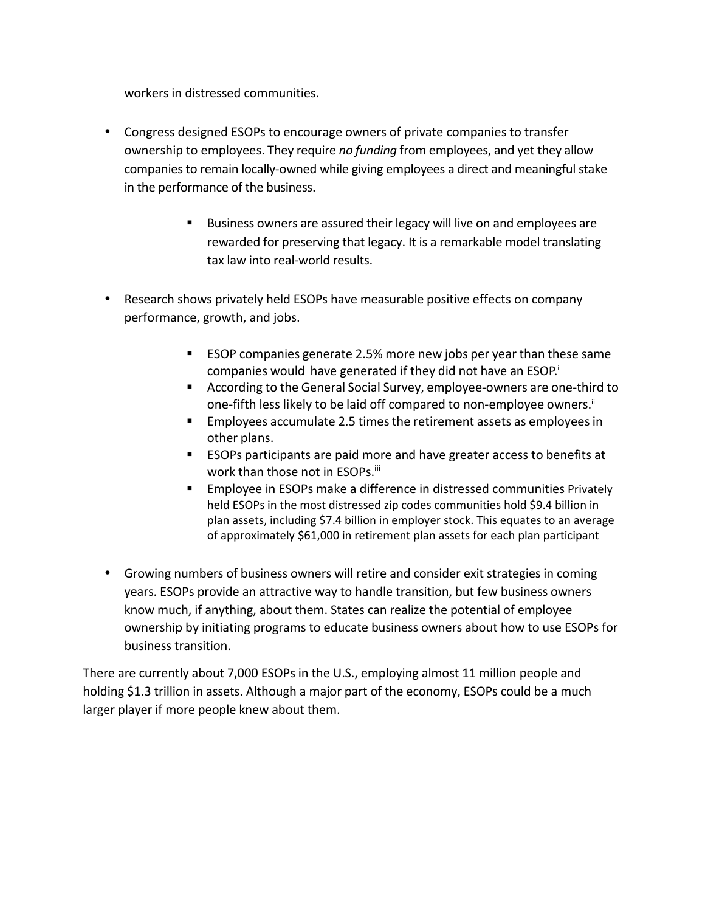workers in distressed communities.

- Congress designed ESOPs to encourage owners of private companies to transfer ownership to employees. They require *no funding* from employees, and yet they allow companies to remain locally-owned while giving employees a direct and meaningful stake in the performance of the business.
  - Business owners are assured their legacy will live on and employees are rewarded for preserving that legacy. It is a remarkable model translating tax law into real-world results.
- Research shows privately held ESOPs have measurable positive effects on company performance, growth, and jobs.
  - ESOP companies generate 2.5% more new jobs per year than these same companies would have generated if they did not have an ESOP.[i]
  - According to the General Social Survey, employee-owners are one-third to one-fifth less likely to be laid off compared to non-employee owners.[ii]
  - Employees accumulate 2.5 times the retirement assets as employees in other plans.
  - ESOPs participants are paid more and have greater access to benefits at work than those not in ESOPs.[iii]
  - Employee in ESOPs make a difference in distressed communities Privately held ESOPs in the most distressed zip codes communities hold $9.4 billion in plan assets, including $7.4 billion in employer stock. This equates to an average of approximately $61,000 in retirement plan assets for each plan participant
- Growing numbers of business owners will retire and consider exit strategies in coming years. ESOPs provide an attractive way to handle transition, but few business owners know much, if anything, about them. States can realize the potential of employee ownership by initiating programs to educate business owners about how to use ESOPs for business transition.

There are currently about 7,000 ESOPs in the U.S., employing almost 11 million people and holding $1.3 trillion in assets. Although a major part of the economy, ESOPs could be a much larger player if more people knew about them.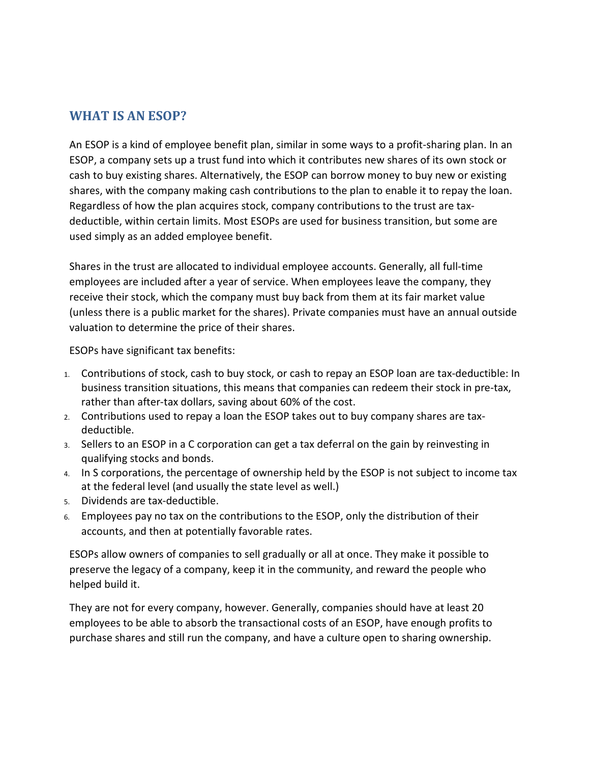## WHAT IS AN ESOP?

An ESOP is a kind of employee benefit plan, similar in some ways to a profit-sharing plan. In an ESOP, a company sets up a trust fund into which it contributes new shares of its own stock or cash to buy existing shares. Alternatively, the ESOP can borrow money to buy new or existing shares, with the company making cash contributions to the plan to enable it to repay the loan. Regardless of how the plan acquires stock, company contributions to the trust are tax-deductible, within certain limits. Most ESOPs are used for business transition, but some are used simply as an added employee benefit.

Shares in the trust are allocated to individual employee accounts. Generally, all full-time employees are included after a year of service. When employees leave the company, they receive their stock, which the company must buy back from them at its fair market value (unless there is a public market for the shares). Private companies must have an annual outside valuation to determine the price of their shares.

ESOPs have significant tax benefits:

1. Contributions of stock, cash to buy stock, or cash to repay an ESOP loan are tax-deductible: In business transition situations, this means that companies can redeem their stock in pre-tax, rather than after-tax dollars, saving about 60% of the cost.
2. Contributions used to repay a loan the ESOP takes out to buy company shares are tax-deductible.
3. Sellers to an ESOP in a C corporation can get a tax deferral on the gain by reinvesting in qualifying stocks and bonds.
4. In S corporations, the percentage of ownership held by the ESOP is not subject to income tax at the federal level (and usually the state level as well.)
5. Dividends are tax-deductible.
6. Employees pay no tax on the contributions to the ESOP, only the distribution of their accounts, and then at potentially favorable rates.

ESOPs allow owners of companies to sell gradually or all at once. They make it possible to preserve the legacy of a company, keep it in the community, and reward the people who helped build it.

They are not for every company, however. Generally, companies should have at least 20 employees to be able to absorb the transactional costs of an ESOP, have enough profits to purchase shares and still run the company, and have a culture open to sharing ownership.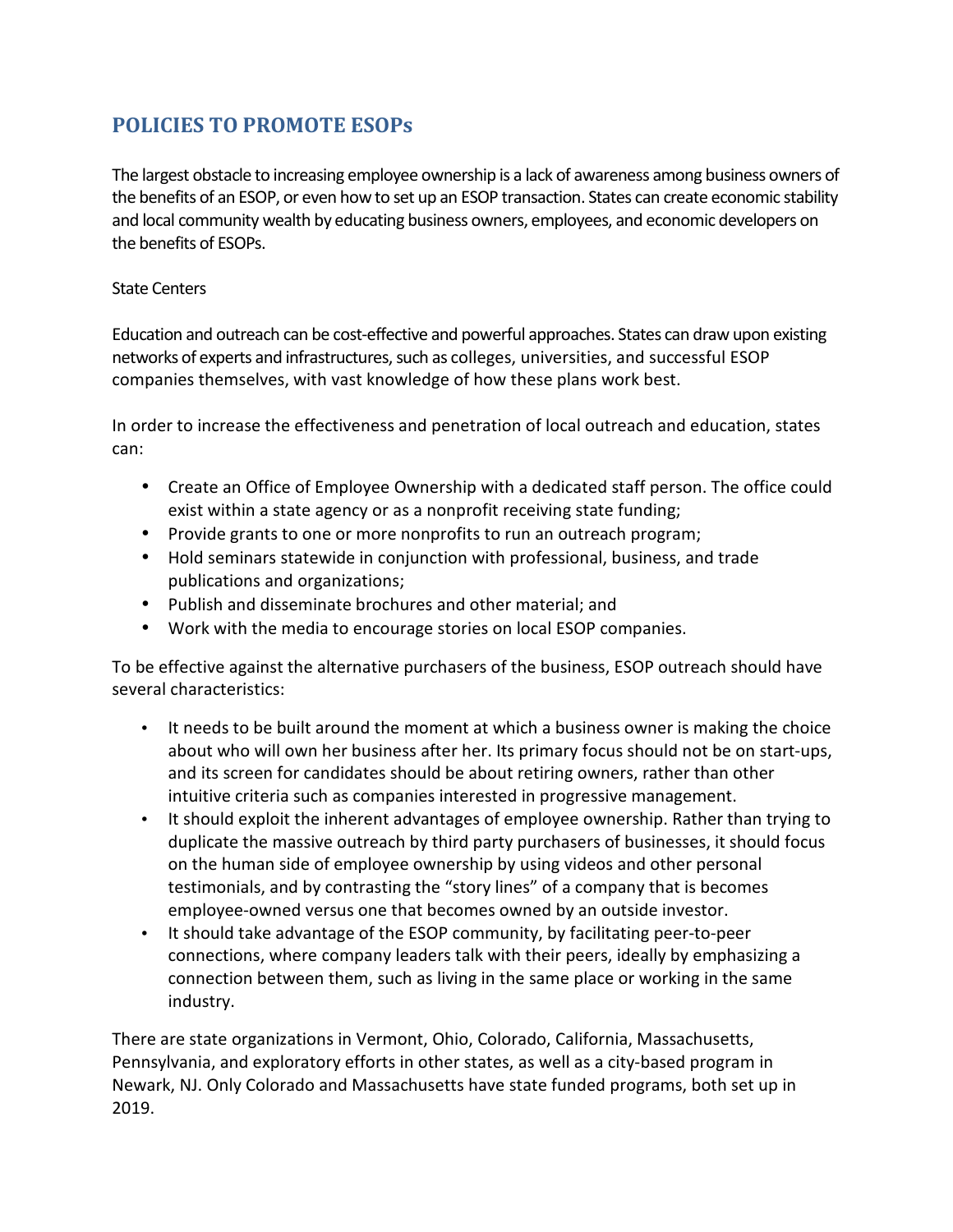## POLICIES TO PROMOTE ESOPs

The largest obstacle to increasing employee ownership is a lack of awareness among business owners of the benefits of an ESOP, or even how to set up an ESOP transaction. States can create economic stability and local community wealth by educating business owners, employees, and economic developers on the benefits of ESOPs.

State Centers

Education and outreach can be cost-effective and powerful approaches. States can draw upon existing networks of experts and infrastructures, such as colleges, universities, and successful ESOP companies themselves, with vast knowledge of how these plans work best.

In order to increase the effectiveness and penetration of local outreach and education, states can:

- Create an Office of Employee Ownership with a dedicated staff person. The office could exist within a state agency or as a nonprofit receiving state funding;
- Provide grants to one or more nonprofits to run an outreach program;
- Hold seminars statewide in conjunction with professional, business, and trade publications and organizations;
- Publish and disseminate brochures and other material; and
- Work with the media to encourage stories on local ESOP companies.

To be effective against the alternative purchasers of the business, ESOP outreach should have several characteristics:

- It needs to be built around the moment at which a business owner is making the choice about who will own her business after her. Its primary focus should not be on start-ups, and its screen for candidates should be about retiring owners, rather than other intuitive criteria such as companies interested in progressive management.
- It should exploit the inherent advantages of employee ownership. Rather than trying to duplicate the massive outreach by third party purchasers of businesses, it should focus on the human side of employee ownership by using videos and other personal testimonials, and by contrasting the "story lines" of a company that is becomes employee-owned versus one that becomes owned by an outside investor.
- It should take advantage of the ESOP community, by facilitating peer-to-peer connections, where company leaders talk with their peers, ideally by emphasizing a connection between them, such as living in the same place or working in the same industry.

There are state organizations in Vermont, Ohio, Colorado, California, Massachusetts, Pennsylvania, and exploratory efforts in other states, as well as a city-based program in Newark, NJ. Only Colorado and Massachusetts have state funded programs, both set up in 2019.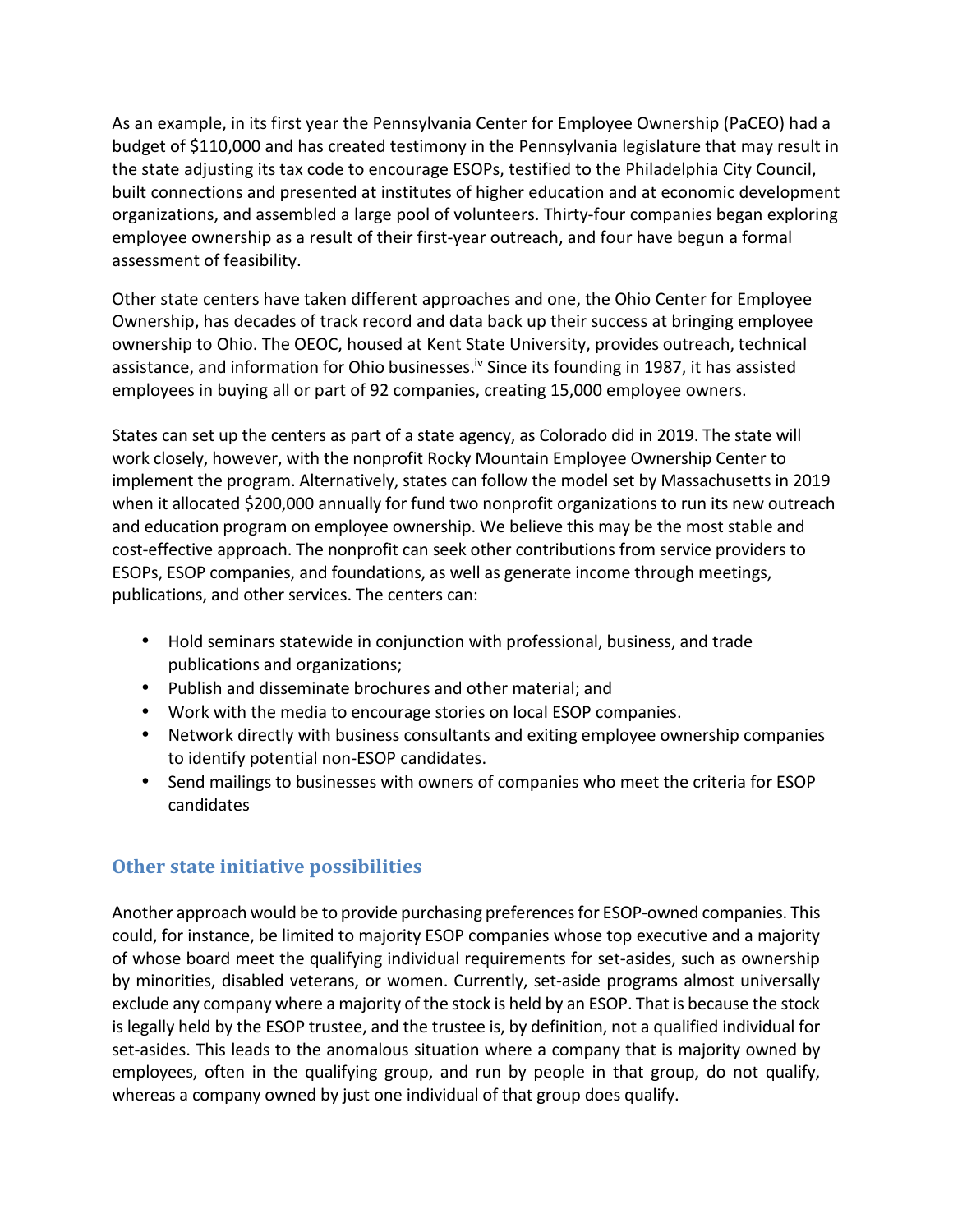As an example, in its first year the Pennsylvania Center for Employee Ownership (PaCEO) had a budget of $110,000 and has created testimony in the Pennsylvania legislature that may result in the state adjusting its tax code to encourage ESOPs, testified to the Philadelphia City Council, built connections and presented at institutes of higher education and at economic development organizations, and assembled a large pool of volunteers. Thirty-four companies began exploring employee ownership as a result of their first-year outreach, and four have begun a formal assessment of feasibility.

Other state centers have taken different approaches and one, the Ohio Center for Employee Ownership, has decades of track record and data back up their success at bringing employee ownership to Ohio. The OEOC, housed at Kent State University, provides outreach, technical assistance, and information for Ohio businesses.[iv] Since its founding in 1987, it has assisted employees in buying all or part of 92 companies, creating 15,000 employee owners.

States can set up the centers as part of a state agency, as Colorado did in 2019. The state will work closely, however, with the nonprofit Rocky Mountain Employee Ownership Center to implement the program. Alternatively, states can follow the model set by Massachusetts in 2019 when it allocated $200,000 annually for fund two nonprofit organizations to run its new outreach and education program on employee ownership. We believe this may be the most stable and cost-effective approach. The nonprofit can seek other contributions from service providers to ESOPs, ESOP companies, and foundations, as well as generate income through meetings, publications, and other services. The centers can:

- Hold seminars statewide in conjunction with professional, business, and trade publications and organizations;
- Publish and disseminate brochures and other material; and
- Work with the media to encourage stories on local ESOP companies.
- Network directly with business consultants and exiting employee ownership companies to identify potential non-ESOP candidates.
- Send mailings to businesses with owners of companies who meet the criteria for ESOP candidates

## Other state initiative possibilities

Another approach would be to provide purchasing preferences for ESOP-owned companies. This could, for instance, be limited to majority ESOP companies whose top executive and a majority of whose board meet the qualifying individual requirements for set-asides, such as ownership by minorities, disabled veterans, or women. Currently, set-aside programs almost universally exclude any company where a majority of the stock is held by an ESOP. That is because the stock is legally held by the ESOP trustee, and the trustee is, by definition, not a qualified individual for set-asides. This leads to the anomalous situation where a company that is majority owned by employees, often in the qualifying group, and run by people in that group, do not qualify, whereas a company owned by just one individual of that group does qualify.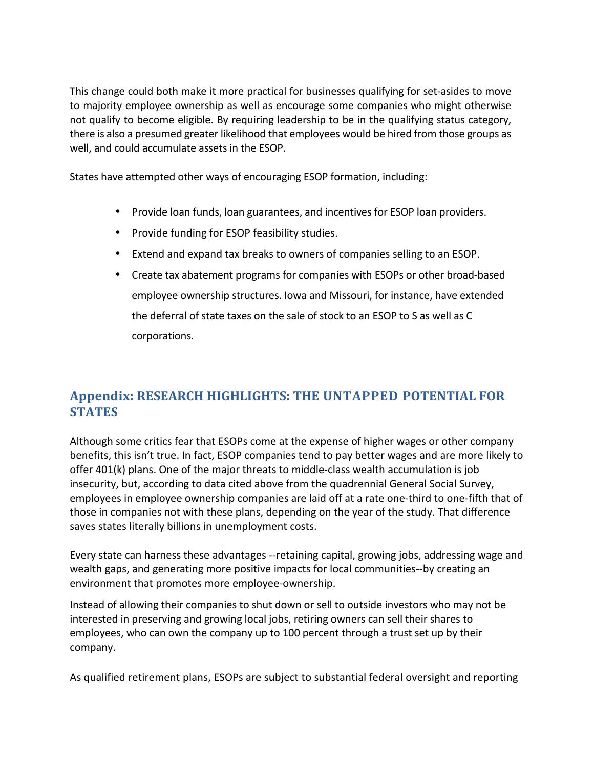This change could both make it more practical for businesses qualifying for set-asides to move to majority employee ownership as well as encourage some companies who might otherwise not qualify to become eligible. By requiring leadership to be in the qualifying status category, there is also a presumed greater likelihood that employees would be hired from those groups as well, and could accumulate assets in the ESOP.

States have attempted other ways of encouraging ESOP formation, including:

- Provide loan funds, loan guarantees, and incentives for ESOP loan providers.
- Provide funding for ESOP feasibility studies.
- Extend and expand tax breaks to owners of companies selling to an ESOP.
- Create tax abatement programs for companies with ESOPs or other broad-based employee ownership structures. Iowa and Missouri, for instance, have extended the deferral of state taxes on the sale of stock to an ESOP to S as well as C corporations.

## Appendix: RESEARCH HIGHLIGHTS: THE UNTAPPED POTENTIAL FOR STATES

Although some critics fear that ESOPs come at the expense of higher wages or other company benefits, this isn't true. In fact, ESOP companies tend to pay better wages and are more likely to offer 401(k) plans. One of the major threats to middle-class wealth accumulation is job insecurity, but, according to data cited above from the quadrennial General Social Survey, employees in employee ownership companies are laid off at a rate one-third to one-fifth that of those in companies not with these plans, depending on the year of the study. That difference saves states literally billions in unemployment costs.

Every state can harness these advantages --retaining capital, growing jobs, addressing wage and wealth gaps, and generating more positive impacts for local communities--by creating an environment that promotes more employee-ownership.

Instead of allowing their companies to shut down or sell to outside investors who may not be interested in preserving and growing local jobs, retiring owners can sell their shares to employees, who can own the company up to 100 percent through a trust set up by their company.

As qualified retirement plans, ESOPs are subject to substantial federal oversight and reporting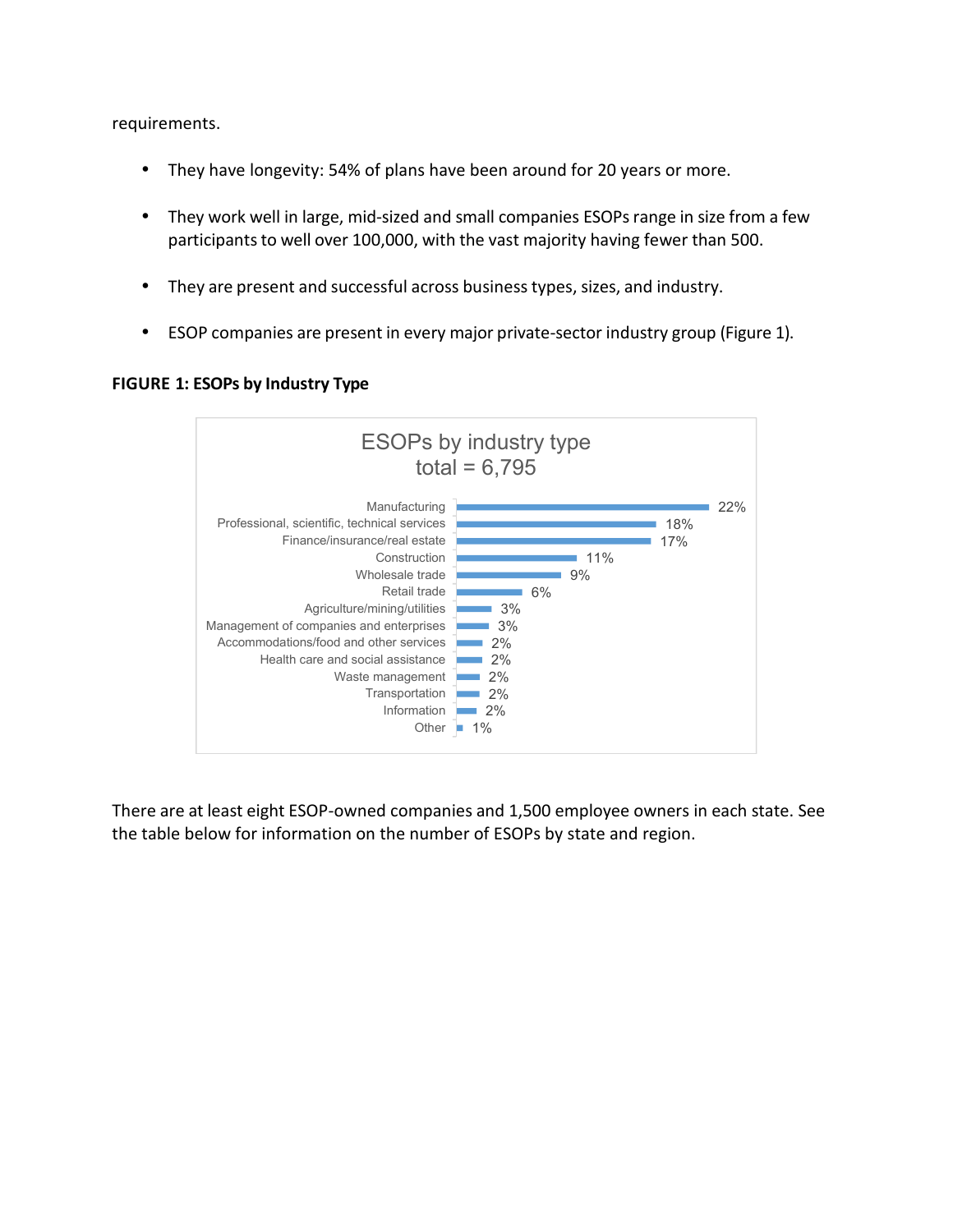requirements.

- They have longevity: 54% of plans have been around for 20 years or more.
- They work well in large, mid-sized and small companies ESOPs range in size from a few participants to well over 100,000, with the vast majority having fewer than 500.
- They are present and successful across business types, sizes, and industry.
- ESOP companies are present in every major private-sector industry group (Figure 1).

**FIGURE 1: ESOPs by Industry Type**

ESOPs by industry type
total = 6,795

| Industry | Percent |
|---|---|
| Manufacturing | 22% |
| Professional, scientific, technical services | 18% |
| Finance/insurance/real estate | 17% |
| Construction | 11% |
| Wholesale trade | 9% |
| Retail trade | 6% |
| Agriculture/mining/utilities | 3% |
| Management of companies and enterprises | 3% |
| Accommodations/food and other services | 2% |
| Health care and social assistance | 2% |
| Waste management | 2% |
| Transportation | 2% |
| Information | 2% |
| Other | 1% |

There are at least eight ESOP-owned companies and 1,500 employee owners in each state. See the table below for information on the number of ESOPs by state and region.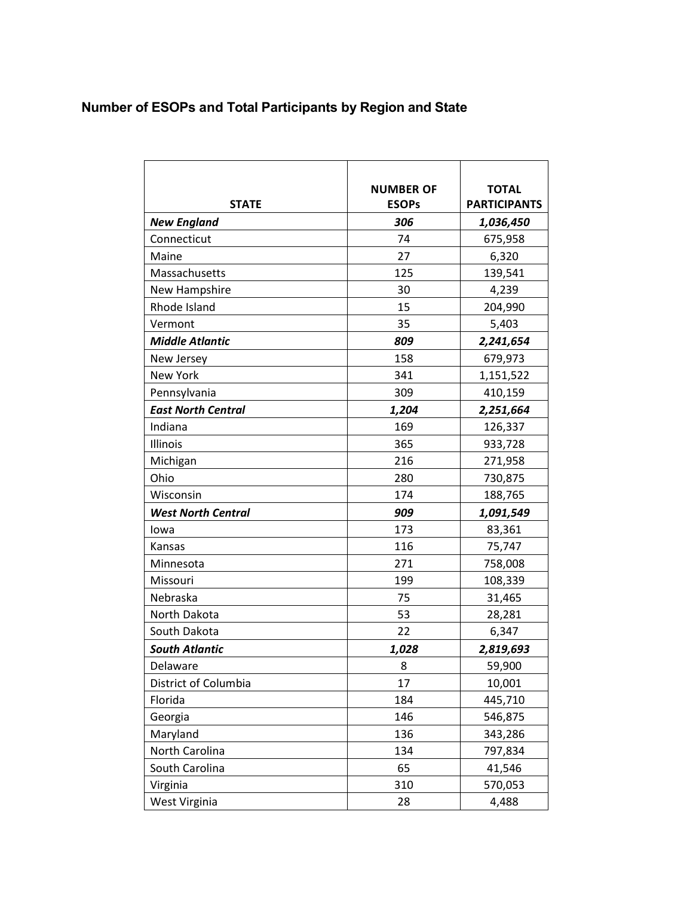## Number of ESOPs and Total Participants by Region and State

| STATE | NUMBER OF ESOPs | TOTAL PARTICIPANTS |
|---|---|---|
| ***New England*** | ***306*** | ***1,036,450*** |
| Connecticut | 74 | 675,958 |
| Maine | 27 | 6,320 |
| Massachusetts | 125 | 139,541 |
| New Hampshire | 30 | 4,239 |
| Rhode Island | 15 | 204,990 |
| Vermont | 35 | 5,403 |
| ***Middle Atlantic*** | ***809*** | ***2,241,654*** |
| New Jersey | 158 | 679,973 |
| New York | 341 | 1,151,522 |
| Pennsylvania | 309 | 410,159 |
| ***East North Central*** | ***1,204*** | ***2,251,664*** |
| Indiana | 169 | 126,337 |
| Illinois | 365 | 933,728 |
| Michigan | 216 | 271,958 |
| Ohio | 280 | 730,875 |
| Wisconsin | 174 | 188,765 |
| ***West North Central*** | ***909*** | ***1,091,549*** |
| Iowa | 173 | 83,361 |
| Kansas | 116 | 75,747 |
| Minnesota | 271 | 758,008 |
| Missouri | 199 | 108,339 |
| Nebraska | 75 | 31,465 |
| North Dakota | 53 | 28,281 |
| South Dakota | 22 | 6,347 |
| ***South Atlantic*** | ***1,028*** | ***2,819,693*** |
| Delaware | 8 | 59,900 |
| District of Columbia | 17 | 10,001 |
| Florida | 184 | 445,710 |
| Georgia | 146 | 546,875 |
| Maryland | 136 | 343,286 |
| North Carolina | 134 | 797,834 |
| South Carolina | 65 | 41,546 |
| Virginia | 310 | 570,053 |
| West Virginia | 28 | 4,488 |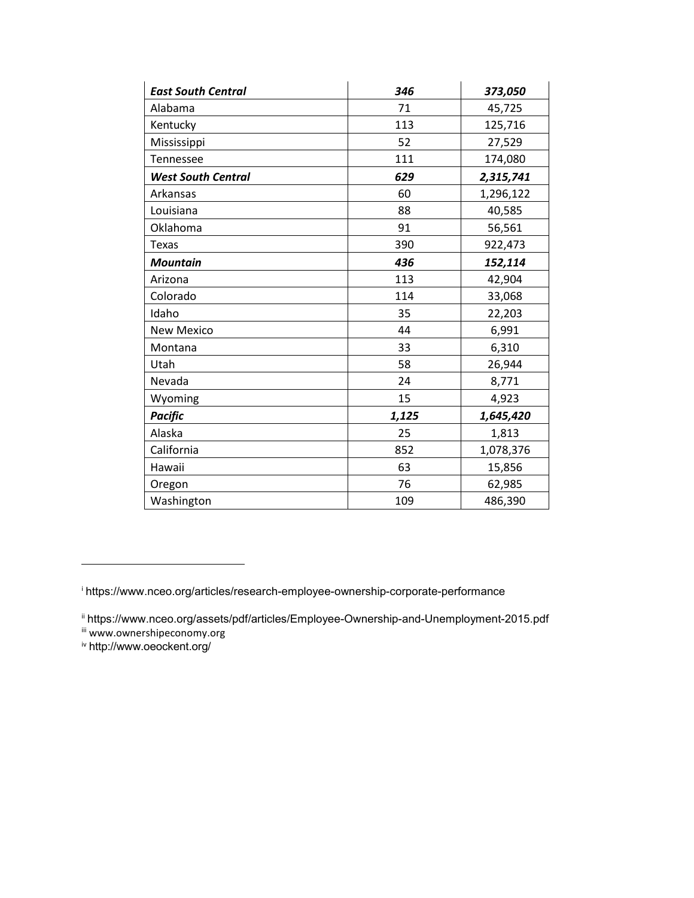| | | |
|---|---|---|
| ***East South Central*** | ***346*** | ***373,050*** |
| Alabama | 71 | 45,725 |
| Kentucky | 113 | 125,716 |
| Mississippi | 52 | 27,529 |
| Tennessee | 111 | 174,080 |
| ***West South Central*** | ***629*** | ***2,315,741*** |
| Arkansas | 60 | 1,296,122 |
| Louisiana | 88 | 40,585 |
| Oklahoma | 91 | 56,561 |
| Texas | 390 | 922,473 |
| ***Mountain*** | ***436*** | ***152,114*** |
| Arizona | 113 | 42,904 |
| Colorado | 114 | 33,068 |
| Idaho | 35 | 22,203 |
| New Mexico | 44 | 6,991 |
| Montana | 33 | 6,310 |
| Utah | 58 | 26,944 |
| Nevada | 24 | 8,771 |
| Wyoming | 15 | 4,923 |
| ***Pacific*** | ***1,125*** | ***1,645,420*** |
| Alaska | 25 | 1,813 |
| California | 852 | 1,078,376 |
| Hawaii | 63 | 15,856 |
| Oregon | 76 | 62,985 |
| Washington | 109 | 486,390 |

---

[i] https://www.nceo.org/articles/research-employee-ownership-corporate-performance

[ii] https://www.nceo.org/assets/pdf/articles/Employee-Ownership-and-Unemployment-2015.pdf

[iii] www.ownershipeconomy.org

[iv] http://www.oeockent.org/